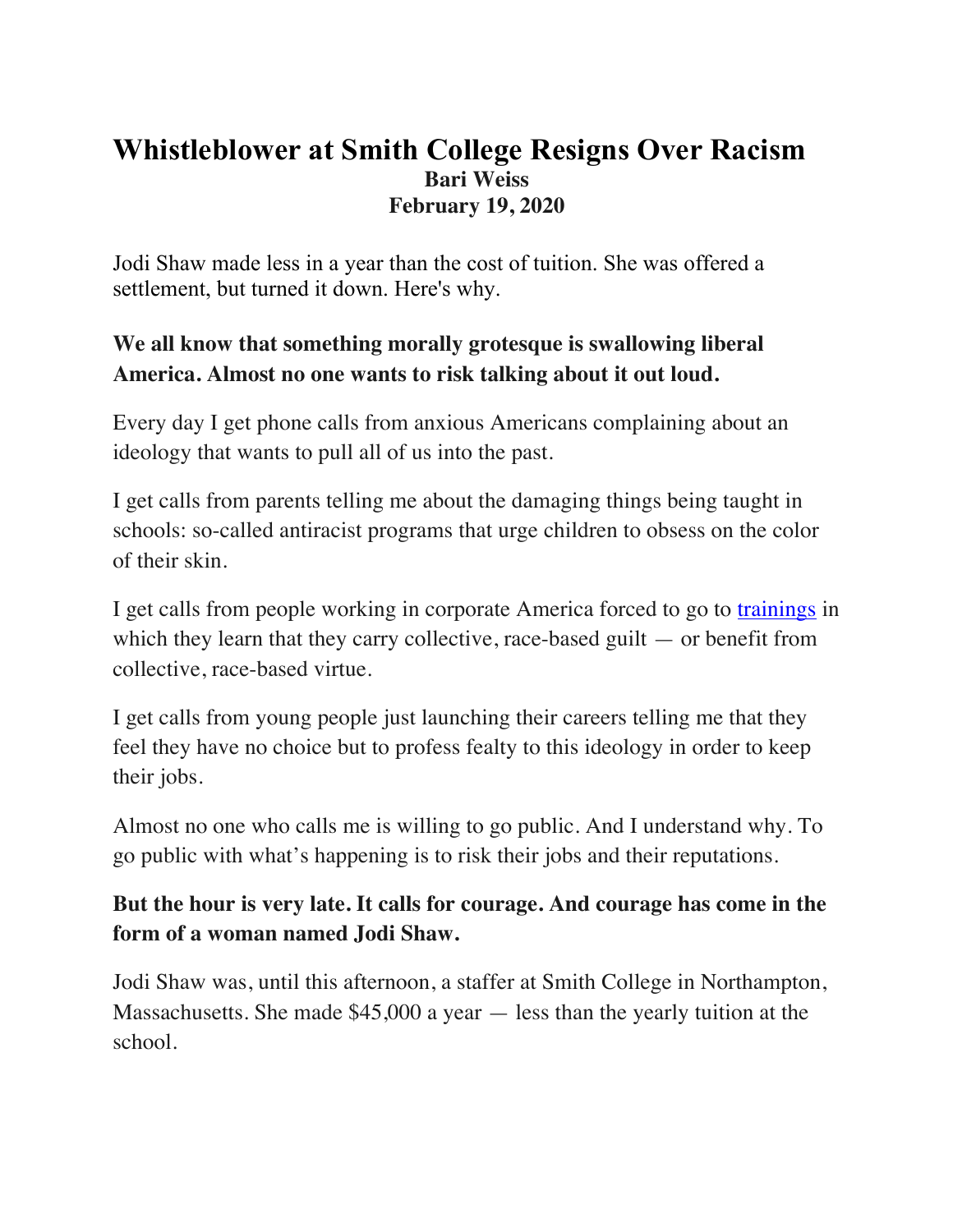# Whistleblower at Smith College Resigns Over Racism

**Bari Weiss**
**February 19, 2020**

Jodi Shaw made less in a year than the cost of tuition. She was offered a settlement, but turned it down. Here's why.

**We all know that something morally grotesque is swallowing liberal America. Almost no one wants to risk talking about it out loud.**

Every day I get phone calls from anxious Americans complaining about an ideology that wants to pull all of us into the past.

I get calls from parents telling me about the damaging things being taught in schools: so-called antiracist programs that urge children to obsess on the color of their skin.

I get calls from people working in corporate America forced to go to trainings in which they learn that they carry collective, race-based guilt — or benefit from collective, race-based virtue.

I get calls from young people just launching their careers telling me that they feel they have no choice but to profess fealty to this ideology in order to keep their jobs.

Almost no one who calls me is willing to go public. And I understand why. To go public with what's happening is to risk their jobs and their reputations.

**But the hour is very late. It calls for courage. And courage has come in the form of a woman named Jodi Shaw.**

Jodi Shaw was, until this afternoon, a staffer at Smith College in Northampton, Massachusetts. She made $45,000 a year — less than the yearly tuition at the school.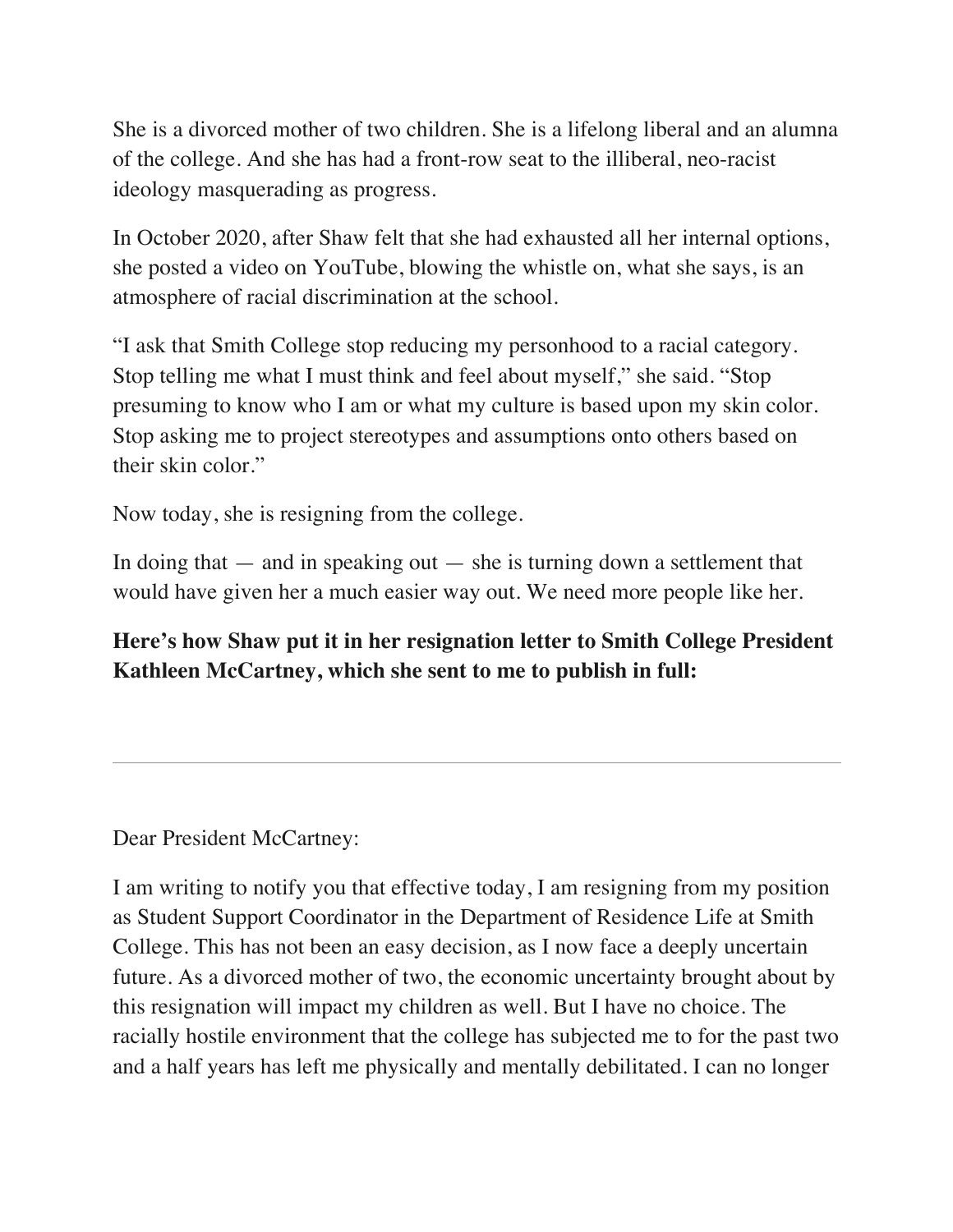She is a divorced mother of two children. She is a lifelong liberal and an alumna of the college. And she has had a front-row seat to the illiberal, neo-racist ideology masquerading as progress.

In October 2020, after Shaw felt that she had exhausted all her internal options, she posted a video on YouTube, blowing the whistle on, what she says, is an atmosphere of racial discrimination at the school.

"I ask that Smith College stop reducing my personhood to a racial category. Stop telling me what I must think and feel about myself," she said. "Stop presuming to know who I am or what my culture is based upon my skin color. Stop asking me to project stereotypes and assumptions onto others based on their skin color."

Now today, she is resigning from the college.

In doing that — and in speaking out — she is turning down a settlement that would have given her a much easier way out. We need more people like her.

**Here's how Shaw put it in her resignation letter to Smith College President Kathleen McCartney, which she sent to me to publish in full:**

---

Dear President McCartney:

I am writing to notify you that effective today, I am resigning from my position as Student Support Coordinator in the Department of Residence Life at Smith College. This has not been an easy decision, as I now face a deeply uncertain future. As a divorced mother of two, the economic uncertainty brought about by this resignation will impact my children as well. But I have no choice. The racially hostile environment that the college has subjected me to for the past two and a half years has left me physically and mentally debilitated. I can no longer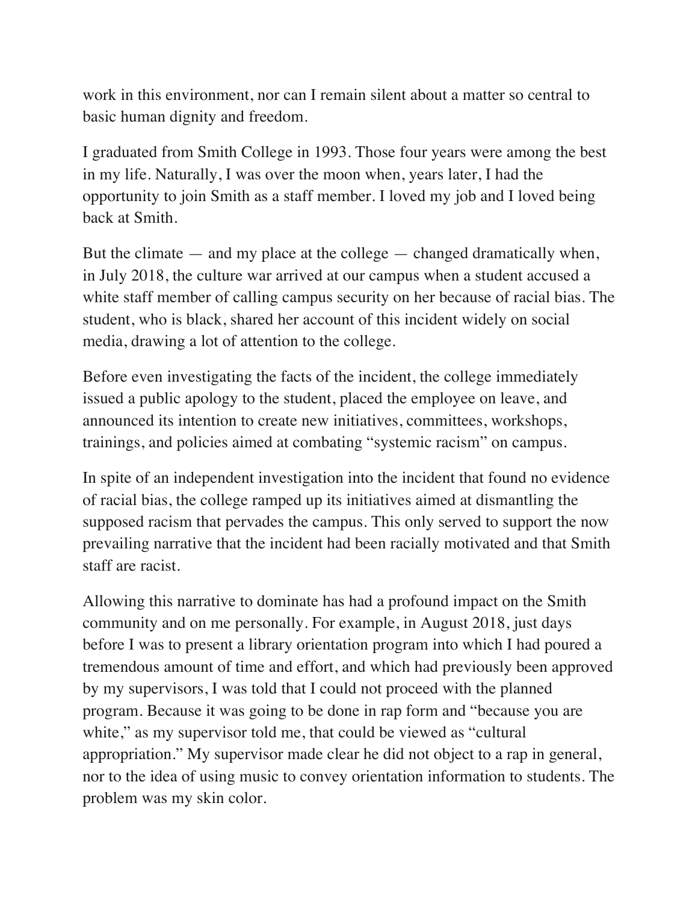work in this environment, nor can I remain silent about a matter so central to basic human dignity and freedom.

I graduated from Smith College in 1993. Those four years were among the best in my life. Naturally, I was over the moon when, years later, I had the opportunity to join Smith as a staff member. I loved my job and I loved being back at Smith.

But the climate — and my place at the college — changed dramatically when, in July 2018, the culture war arrived at our campus when a student accused a white staff member of calling campus security on her because of racial bias. The student, who is black, shared her account of this incident widely on social media, drawing a lot of attention to the college.

Before even investigating the facts of the incident, the college immediately issued a public apology to the student, placed the employee on leave, and announced its intention to create new initiatives, committees, workshops, trainings, and policies aimed at combating "systemic racism" on campus.

In spite of an independent investigation into the incident that found no evidence of racial bias, the college ramped up its initiatives aimed at dismantling the supposed racism that pervades the campus. This only served to support the now prevailing narrative that the incident had been racially motivated and that Smith staff are racist.

Allowing this narrative to dominate has had a profound impact on the Smith community and on me personally. For example, in August 2018, just days before I was to present a library orientation program into which I had poured a tremendous amount of time and effort, and which had previously been approved by my supervisors, I was told that I could not proceed with the planned program. Because it was going to be done in rap form and "because you are white," as my supervisor told me, that could be viewed as "cultural appropriation." My supervisor made clear he did not object to a rap in general, nor to the idea of using music to convey orientation information to students. The problem was my skin color.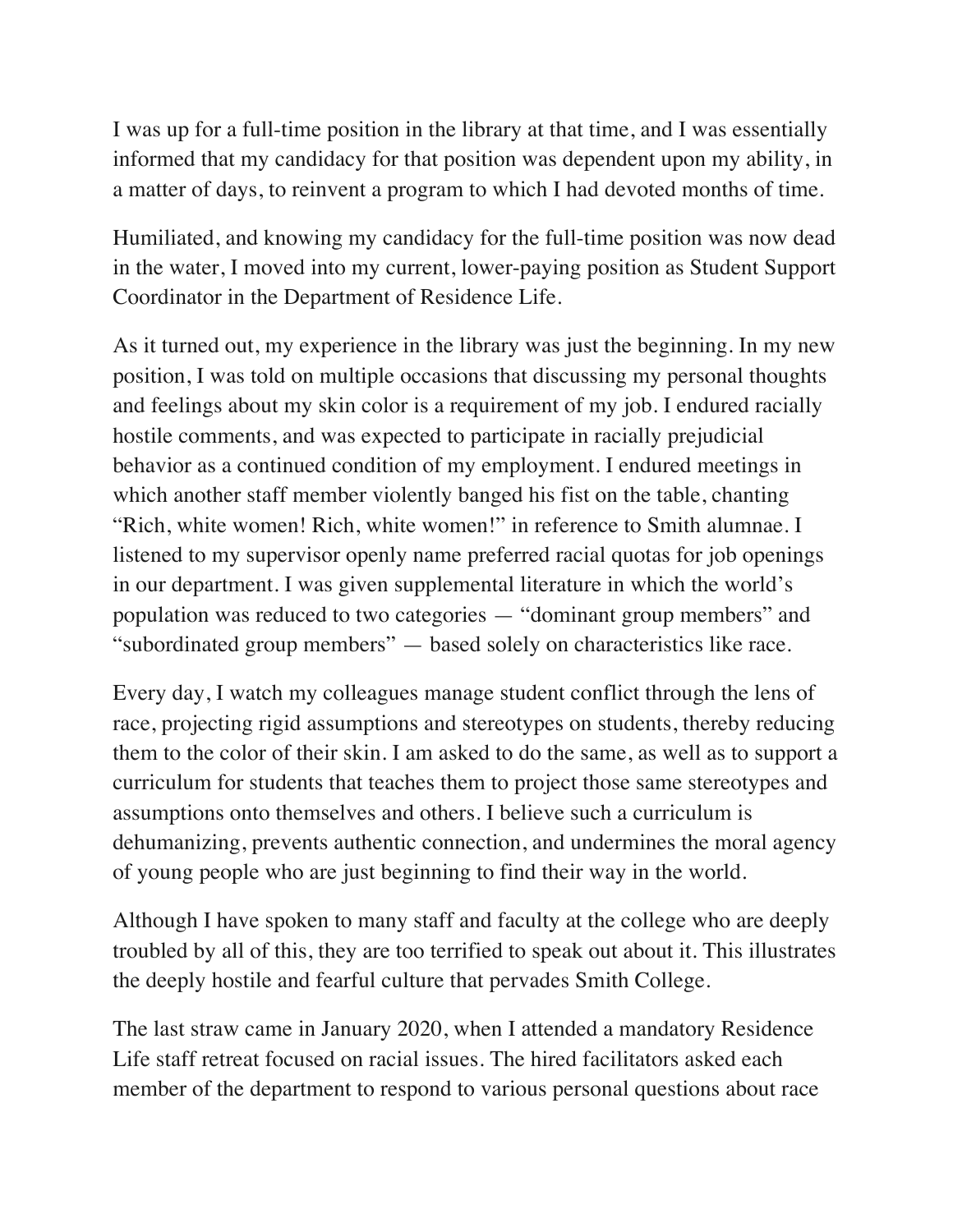I was up for a full-time position in the library at that time, and I was essentially informed that my candidacy for that position was dependent upon my ability, in a matter of days, to reinvent a program to which I had devoted months of time.

Humiliated, and knowing my candidacy for the full-time position was now dead in the water, I moved into my current, lower-paying position as Student Support Coordinator in the Department of Residence Life.

As it turned out, my experience in the library was just the beginning. In my new position, I was told on multiple occasions that discussing my personal thoughts and feelings about my skin color is a requirement of my job. I endured racially hostile comments, and was expected to participate in racially prejudicial behavior as a continued condition of my employment. I endured meetings in which another staff member violently banged his fist on the table, chanting "Rich, white women! Rich, white women!" in reference to Smith alumnae. I listened to my supervisor openly name preferred racial quotas for job openings in our department. I was given supplemental literature in which the world's population was reduced to two categories — "dominant group members" and "subordinated group members" — based solely on characteristics like race.

Every day, I watch my colleagues manage student conflict through the lens of race, projecting rigid assumptions and stereotypes on students, thereby reducing them to the color of their skin. I am asked to do the same, as well as to support a curriculum for students that teaches them to project those same stereotypes and assumptions onto themselves and others. I believe such a curriculum is dehumanizing, prevents authentic connection, and undermines the moral agency of young people who are just beginning to find their way in the world.

Although I have spoken to many staff and faculty at the college who are deeply troubled by all of this, they are too terrified to speak out about it. This illustrates the deeply hostile and fearful culture that pervades Smith College.

The last straw came in January 2020, when I attended a mandatory Residence Life staff retreat focused on racial issues. The hired facilitators asked each member of the department to respond to various personal questions about race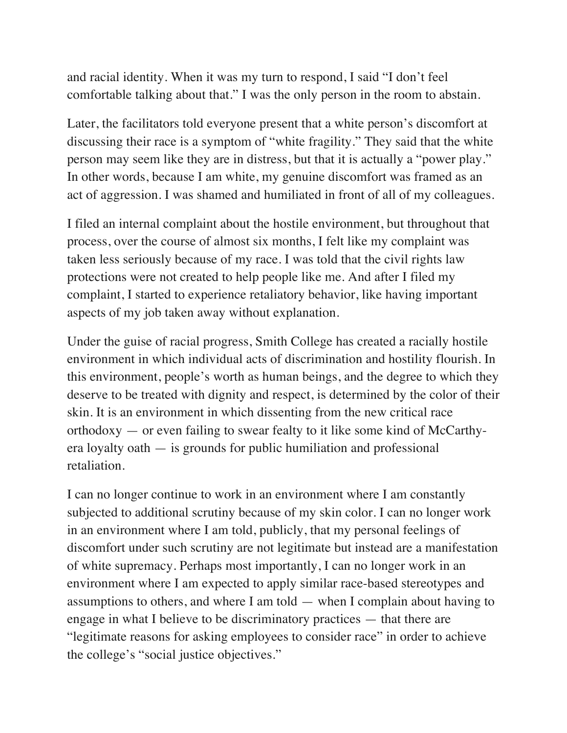and racial identity. When it was my turn to respond, I said "I don't feel comfortable talking about that." I was the only person in the room to abstain.

Later, the facilitators told everyone present that a white person's discomfort at discussing their race is a symptom of "white fragility." They said that the white person may seem like they are in distress, but that it is actually a "power play." In other words, because I am white, my genuine discomfort was framed as an act of aggression. I was shamed and humiliated in front of all of my colleagues.

I filed an internal complaint about the hostile environment, but throughout that process, over the course of almost six months, I felt like my complaint was taken less seriously because of my race. I was told that the civil rights law protections were not created to help people like me. And after I filed my complaint, I started to experience retaliatory behavior, like having important aspects of my job taken away without explanation.

Under the guise of racial progress, Smith College has created a racially hostile environment in which individual acts of discrimination and hostility flourish. In this environment, people's worth as human beings, and the degree to which they deserve to be treated with dignity and respect, is determined by the color of their skin. It is an environment in which dissenting from the new critical race orthodoxy — or even failing to swear fealty to it like some kind of McCarthy-era loyalty oath — is grounds for public humiliation and professional retaliation.

I can no longer continue to work in an environment where I am constantly subjected to additional scrutiny because of my skin color. I can no longer work in an environment where I am told, publicly, that my personal feelings of discomfort under such scrutiny are not legitimate but instead are a manifestation of white supremacy. Perhaps most importantly, I can no longer work in an environment where I am expected to apply similar race-based stereotypes and assumptions to others, and where I am told — when I complain about having to engage in what I believe to be discriminatory practices — that there are "legitimate reasons for asking employees to consider race" in order to achieve the college's "social justice objectives."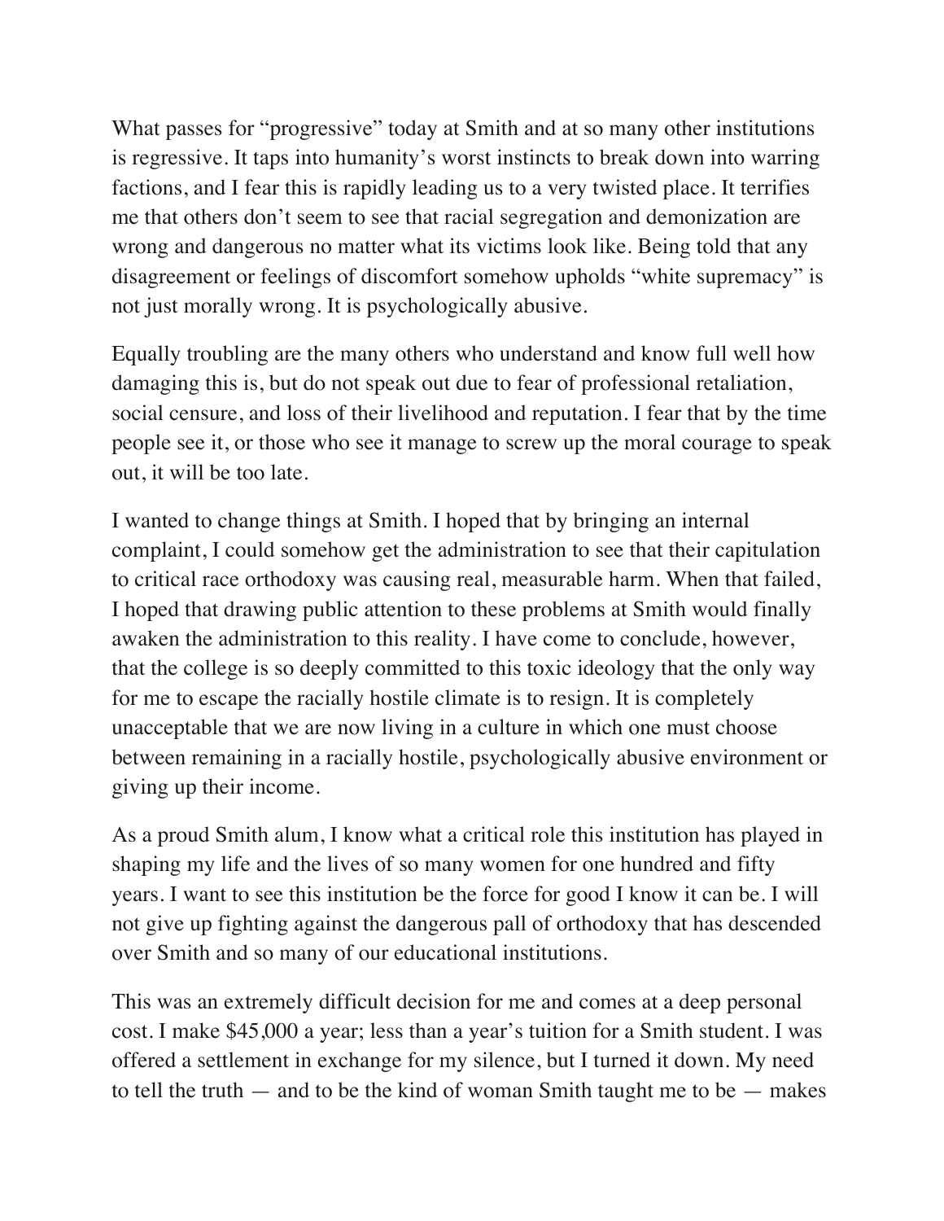What passes for "progressive" today at Smith and at so many other institutions is regressive. It taps into humanity's worst instincts to break down into warring factions, and I fear this is rapidly leading us to a very twisted place. It terrifies me that others don't seem to see that racial segregation and demonization are wrong and dangerous no matter what its victims look like. Being told that any disagreement or feelings of discomfort somehow upholds "white supremacy" is not just morally wrong. It is psychologically abusive.

Equally troubling are the many others who understand and know full well how damaging this is, but do not speak out due to fear of professional retaliation, social censure, and loss of their livelihood and reputation. I fear that by the time people see it, or those who see it manage to screw up the moral courage to speak out, it will be too late.

I wanted to change things at Smith. I hoped that by bringing an internal complaint, I could somehow get the administration to see that their capitulation to critical race orthodoxy was causing real, measurable harm. When that failed, I hoped that drawing public attention to these problems at Smith would finally awaken the administration to this reality. I have come to conclude, however, that the college is so deeply committed to this toxic ideology that the only way for me to escape the racially hostile climate is to resign. It is completely unacceptable that we are now living in a culture in which one must choose between remaining in a racially hostile, psychologically abusive environment or giving up their income.

As a proud Smith alum, I know what a critical role this institution has played in shaping my life and the lives of so many women for one hundred and fifty years. I want to see this institution be the force for good I know it can be. I will not give up fighting against the dangerous pall of orthodoxy that has descended over Smith and so many of our educational institutions.

This was an extremely difficult decision for me and comes at a deep personal cost. I make $45,000 a year; less than a year's tuition for a Smith student. I was offered a settlement in exchange for my silence, but I turned it down. My need to tell the truth — and to be the kind of woman Smith taught me to be — makes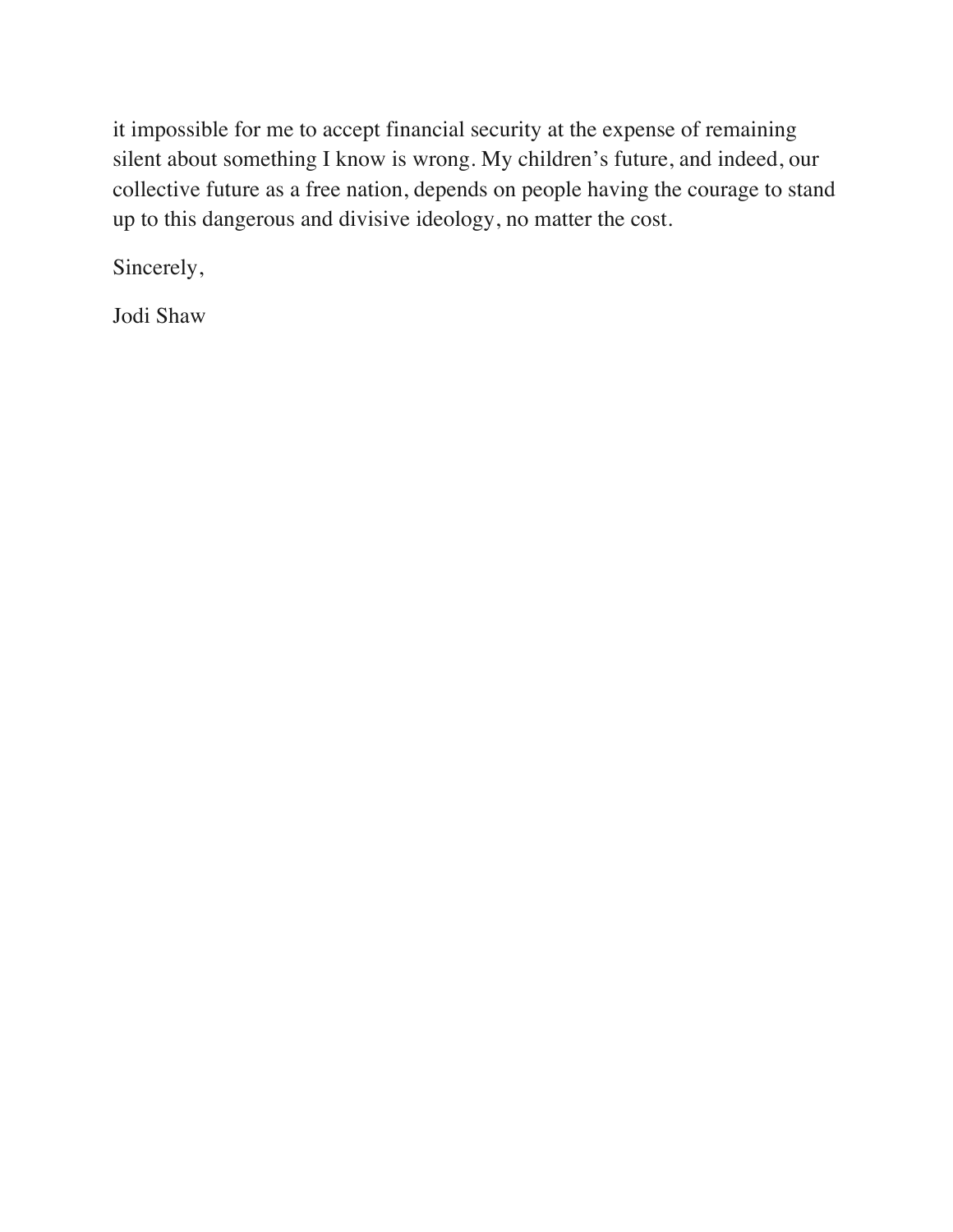it impossible for me to accept financial security at the expense of remaining silent about something I know is wrong. My children's future, and indeed, our collective future as a free nation, depends on people having the courage to stand up to this dangerous and divisive ideology, no matter the cost.

Sincerely,

Jodi Shaw